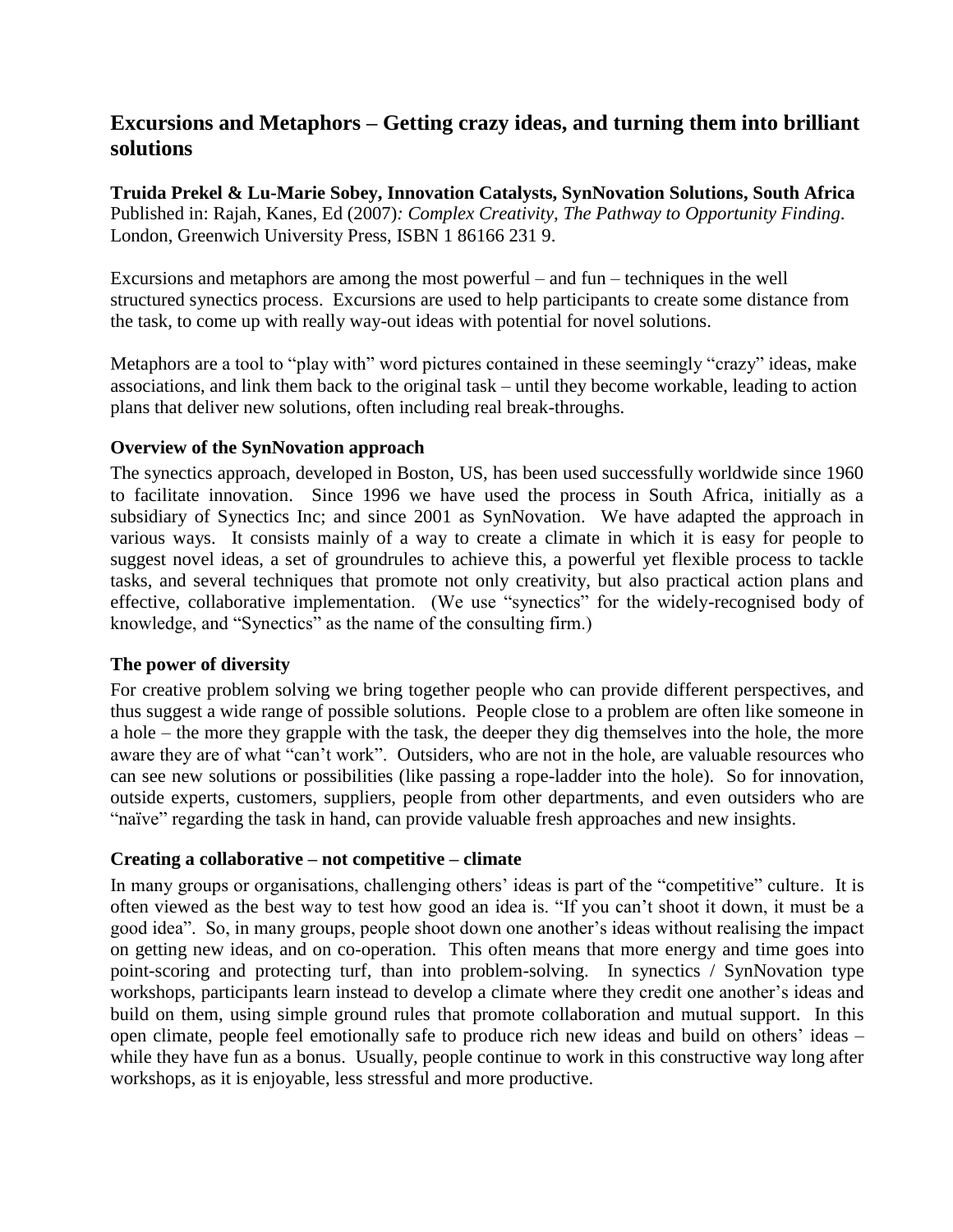# Excursions and Metaphors – Getting crazy ideas, and turning them into brilliant solutions

**Truida Prekel & Lu-Marie Sobey, Innovation Catalysts, SynNovation Solutions, South Africa**
Published in: Rajah, Kanes, Ed (2007)*: Complex Creativity, The Pathway to Opportunity Finding*. London, Greenwich University Press, ISBN 1 86166 231 9.

Excursions and metaphors are among the most powerful – and fun – techniques in the well structured synectics process. Excursions are used to help participants to create some distance from the task, to come up with really way-out ideas with potential for novel solutions.

Metaphors are a tool to "play with" word pictures contained in these seemingly "crazy" ideas, make associations, and link them back to the original task – until they become workable, leading to action plans that deliver new solutions, often including real break-throughs.

### Overview of the SynNovation approach

The synectics approach, developed in Boston, US, has been used successfully worldwide since 1960 to facilitate innovation. Since 1996 we have used the process in South Africa, initially as a subsidiary of Synectics Inc; and since 2001 as SynNovation. We have adapted the approach in various ways. It consists mainly of a way to create a climate in which it is easy for people to suggest novel ideas, a set of groundrules to achieve this, a powerful yet flexible process to tackle tasks, and several techniques that promote not only creativity, but also practical action plans and effective, collaborative implementation. (We use "synectics" for the widely-recognised body of knowledge, and "Synectics" as the name of the consulting firm.)

### The power of diversity

For creative problem solving we bring together people who can provide different perspectives, and thus suggest a wide range of possible solutions. People close to a problem are often like someone in a hole – the more they grapple with the task, the deeper they dig themselves into the hole, the more aware they are of what "can't work". Outsiders, who are not in the hole, are valuable resources who can see new solutions or possibilities (like passing a rope-ladder into the hole). So for innovation, outside experts, customers, suppliers, people from other departments, and even outsiders who are "naïve" regarding the task in hand, can provide valuable fresh approaches and new insights.

### Creating a collaborative – not competitive – climate

In many groups or organisations, challenging others' ideas is part of the "competitive" culture. It is often viewed as the best way to test how good an idea is. "If you can't shoot it down, it must be a good idea". So, in many groups, people shoot down one another's ideas without realising the impact on getting new ideas, and on co-operation. This often means that more energy and time goes into point-scoring and protecting turf, than into problem-solving. In synectics / SynNovation type workshops, participants learn instead to develop a climate where they credit one another's ideas and build on them, using simple ground rules that promote collaboration and mutual support. In this open climate, people feel emotionally safe to produce rich new ideas and build on others' ideas – while they have fun as a bonus. Usually, people continue to work in this constructive way long after workshops, as it is enjoyable, less stressful and more productive.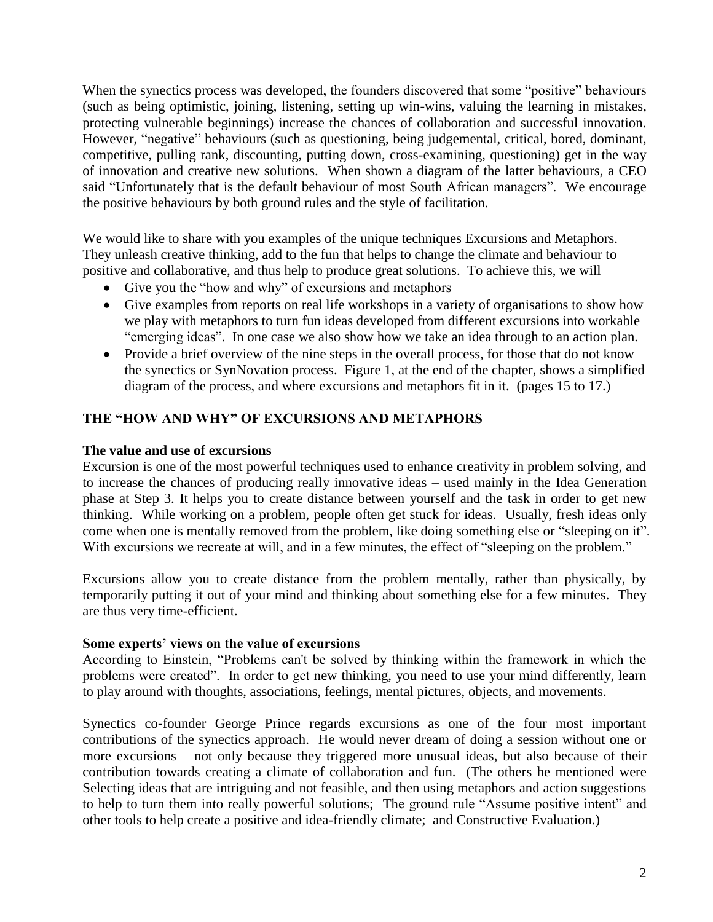When the synectics process was developed, the founders discovered that some "positive" behaviours (such as being optimistic, joining, listening, setting up win-wins, valuing the learning in mistakes, protecting vulnerable beginnings) increase the chances of collaboration and successful innovation. However, "negative" behaviours (such as questioning, being judgemental, critical, bored, dominant, competitive, pulling rank, discounting, putting down, cross-examining, questioning) get in the way of innovation and creative new solutions. When shown a diagram of the latter behaviours, a CEO said "Unfortunately that is the default behaviour of most South African managers". We encourage the positive behaviours by both ground rules and the style of facilitation.

We would like to share with you examples of the unique techniques Excursions and Metaphors. They unleash creative thinking, add to the fun that helps to change the climate and behaviour to positive and collaborative, and thus help to produce great solutions. To achieve this, we will

- Give you the "how and why" of excursions and metaphors
- Give examples from reports on real life workshops in a variety of organisations to show how we play with metaphors to turn fun ideas developed from different excursions into workable "emerging ideas". In one case we also show how we take an idea through to an action plan.
- Provide a brief overview of the nine steps in the overall process, for those that do not know the synectics or SynNovation process. Figure 1, at the end of the chapter, shows a simplified diagram of the process, and where excursions and metaphors fit in it. (pages 15 to 17.)

## THE "HOW AND WHY" OF EXCURSIONS AND METAPHORS

### The value and use of excursions

Excursion is one of the most powerful techniques used to enhance creativity in problem solving, and to increase the chances of producing really innovative ideas – used mainly in the Idea Generation phase at Step 3. It helps you to create distance between yourself and the task in order to get new thinking. While working on a problem, people often get stuck for ideas. Usually, fresh ideas only come when one is mentally removed from the problem, like doing something else or "sleeping on it". With excursions we recreate at will, and in a few minutes, the effect of "sleeping on the problem."

Excursions allow you to create distance from the problem mentally, rather than physically, by temporarily putting it out of your mind and thinking about something else for a few minutes. They are thus very time-efficient.

### Some experts' views on the value of excursions

According to Einstein, "Problems can't be solved by thinking within the framework in which the problems were created". In order to get new thinking, you need to use your mind differently, learn to play around with thoughts, associations, feelings, mental pictures, objects, and movements.

Synectics co-founder George Prince regards excursions as one of the four most important contributions of the synectics approach. He would never dream of doing a session without one or more excursions – not only because they triggered more unusual ideas, but also because of their contribution towards creating a climate of collaboration and fun. (The others he mentioned were Selecting ideas that are intriguing and not feasible, and then using metaphors and action suggestions to help to turn them into really powerful solutions; The ground rule "Assume positive intent" and other tools to help create a positive and idea-friendly climate; and Constructive Evaluation.)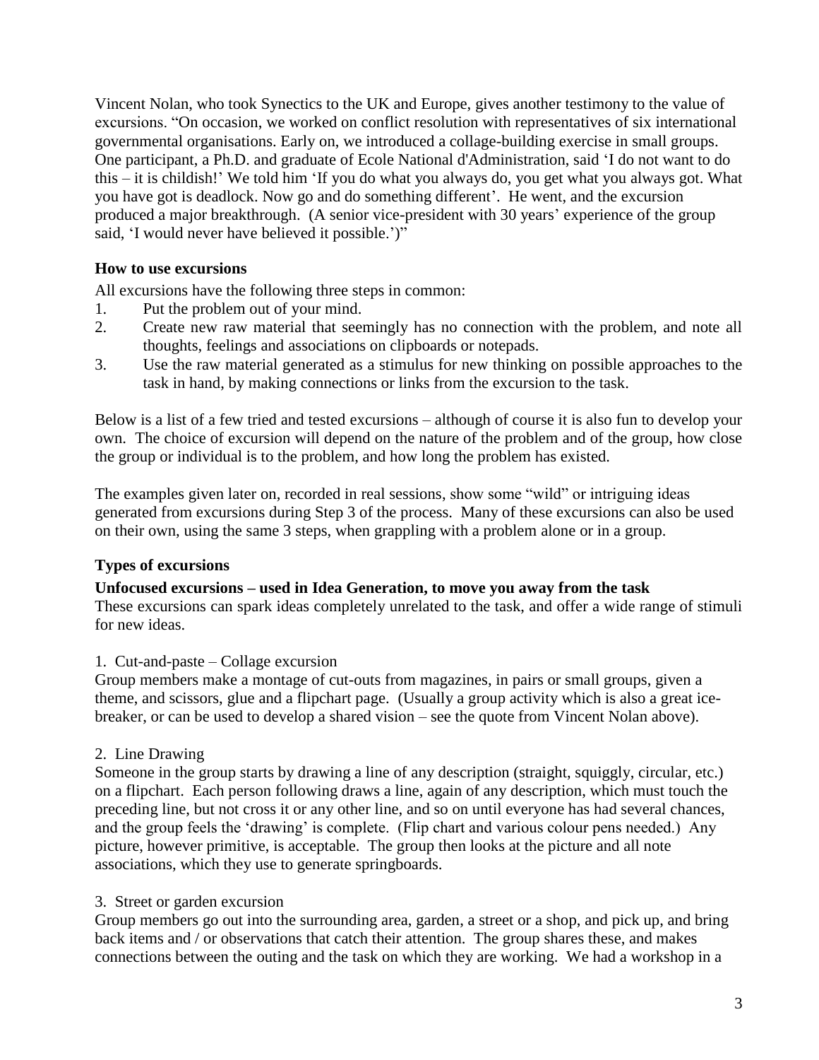Vincent Nolan, who took Synectics to the UK and Europe, gives another testimony to the value of excursions. “On occasion, we worked on conflict resolution with representatives of six international governmental organisations. Early on, we introduced a collage-building exercise in small groups. One participant, a Ph.D. and graduate of Ecole National d'Administration, said ‘I do not want to do this – it is childish!’ We told him ‘If you do what you always do, you get what you always got. What you have got is deadlock. Now go and do something different’. He went, and the excursion produced a major breakthrough. (A senior vice-president with 30 years’ experience of the group said, ‘I would never have believed it possible.’)”

### How to use excursions

All excursions have the following three steps in common:

1. Put the problem out of your mind.
2. Create new raw material that seemingly has no connection with the problem, and note all thoughts, feelings and associations on clipboards or notepads.
3. Use the raw material generated as a stimulus for new thinking on possible approaches to the task in hand, by making connections or links from the excursion to the task.

Below is a list of a few tried and tested excursions – although of course it is also fun to develop your own. The choice of excursion will depend on the nature of the problem and of the group, how close the group or individual is to the problem, and how long the problem has existed.

The examples given later on, recorded in real sessions, show some “wild” or intriguing ideas generated from excursions during Step 3 of the process. Many of these excursions can also be used on their own, using the same 3 steps, when grappling with a problem alone or in a group.

### Types of excursions

**Unfocused excursions – used in Idea Generation, to move you away from the task**

These excursions can spark ideas completely unrelated to the task, and offer a wide range of stimuli for new ideas.

1. Cut-and-paste – Collage excursion

Group members make a montage of cut-outs from magazines, in pairs or small groups, given a theme, and scissors, glue and a flipchart page. (Usually a group activity which is also a great ice-breaker, or can be used to develop a shared vision – see the quote from Vincent Nolan above).

2. Line Drawing

Someone in the group starts by drawing a line of any description (straight, squiggly, circular, etc.) on a flipchart. Each person following draws a line, again of any description, which must touch the preceding line, but not cross it or any other line, and so on until everyone has had several chances, and the group feels the ‘drawing’ is complete. (Flip chart and various colour pens needed.) Any picture, however primitive, is acceptable. The group then looks at the picture and all note associations, which they use to generate springboards.

3. Street or garden excursion

Group members go out into the surrounding area, garden, a street or a shop, and pick up, and bring back items and / or observations that catch their attention. The group shares these, and makes connections between the outing and the task on which they are working. We had a workshop in a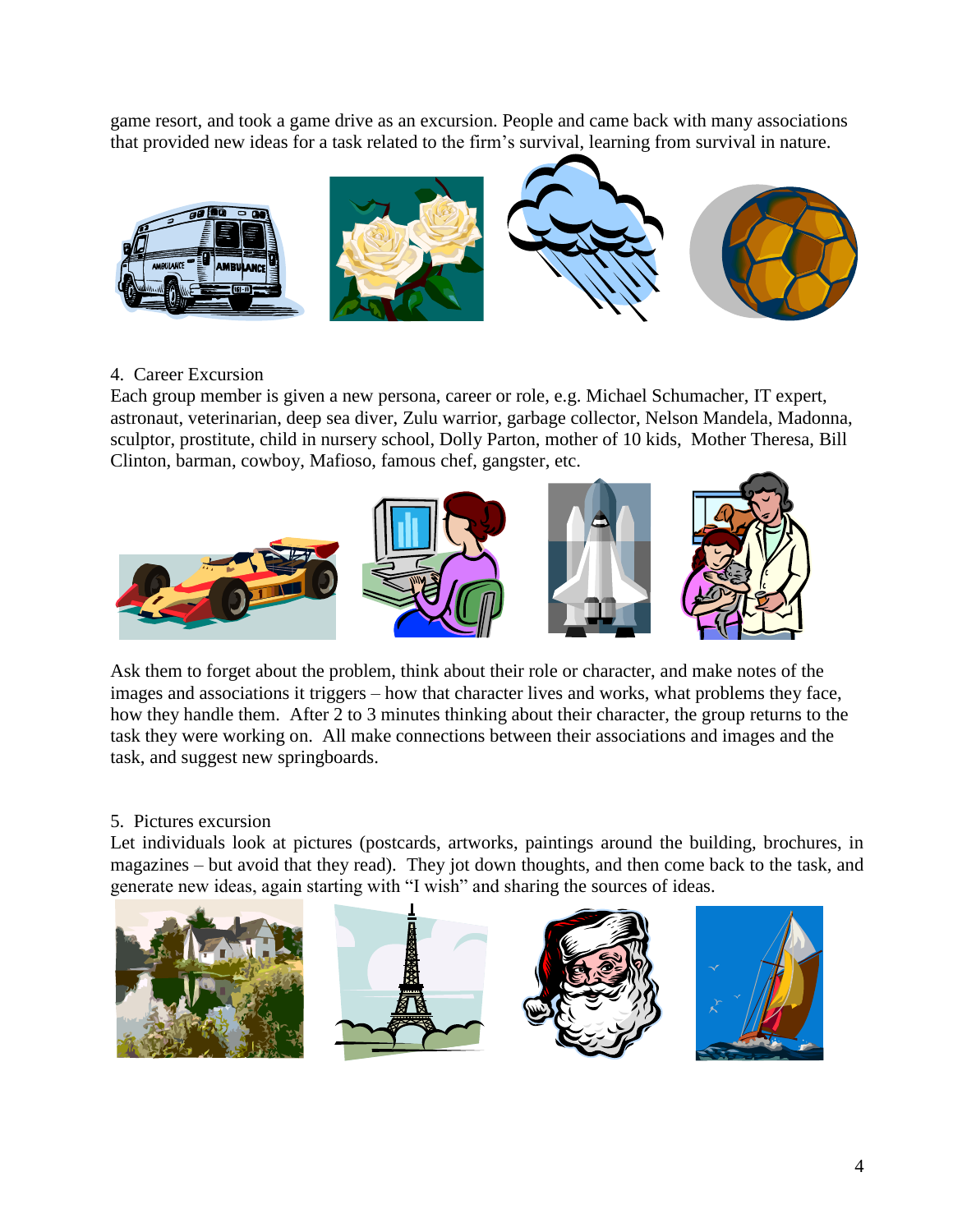game resort, and took a game drive as an excursion. People and came back with many associations that provided new ideas for a task related to the firm's survival, learning from survival in nature.

4. Career Excursion

Each group member is given a new persona, career or role, e.g. Michael Schumacher, IT expert, astronaut, veterinarian, deep sea diver, Zulu warrior, garbage collector, Nelson Mandela, Madonna, sculptor, prostitute, child in nursery school, Dolly Parton, mother of 10 kids, Mother Theresa, Bill Clinton, barman, cowboy, Mafioso, famous chef, gangster, etc.

Ask them to forget about the problem, think about their role or character, and make notes of the images and associations it triggers – how that character lives and works, what problems they face, how they handle them. After 2 to 3 minutes thinking about their character, the group returns to the task they were working on. All make connections between their associations and images and the task, and suggest new springboards.

5. Pictures excursion

Let individuals look at pictures (postcards, artworks, paintings around the building, brochures, in magazines – but avoid that they read). They jot down thoughts, and then come back to the task, and generate new ideas, again starting with "I wish" and sharing the sources of ideas.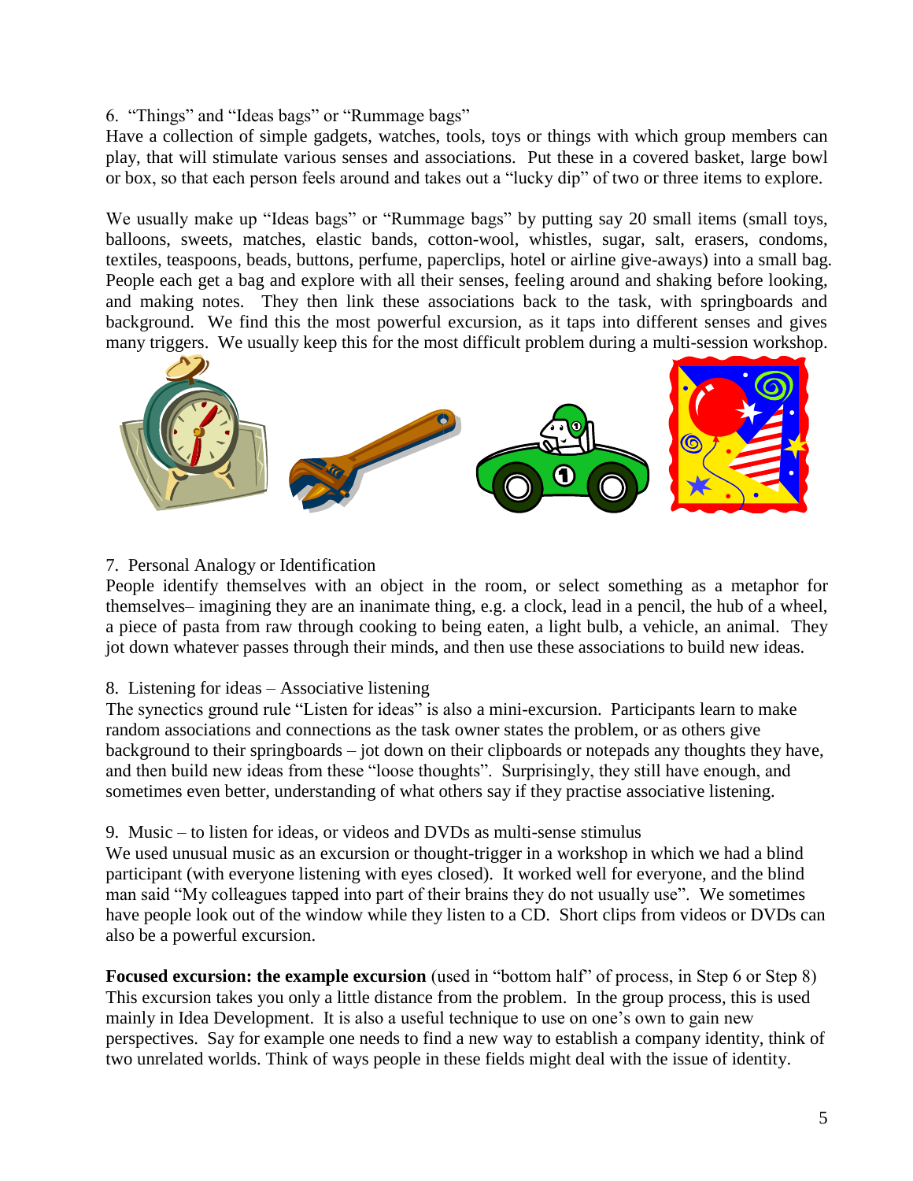6. “Things” and “Ideas bags” or “Rummage bags”
Have a collection of simple gadgets, watches, tools, toys or things with which group members can play, that will stimulate various senses and associations. Put these in a covered basket, large bowl or box, so that each person feels around and takes out a “lucky dip” of two or three items to explore.

We usually make up “Ideas bags” or “Rummage bags” by putting say 20 small items (small toys, balloons, sweets, matches, elastic bands, cotton-wool, whistles, sugar, salt, erasers, condoms, textiles, teaspoons, beads, buttons, perfume, paperclips, hotel or airline give-aways) into a small bag. People each get a bag and explore with all their senses, feeling around and shaking before looking, and making notes. They then link these associations back to the task, with springboards and background. We find this the most powerful excursion, as it taps into different senses and gives many triggers. We usually keep this for the most difficult problem during a multi-session workshop.

7. Personal Analogy or Identification
People identify themselves with an object in the room, or select something as a metaphor for themselves– imagining they are an inanimate thing, e.g. a clock, lead in a pencil, the hub of a wheel, a piece of pasta from raw through cooking to being eaten, a light bulb, a vehicle, an animal. They jot down whatever passes through their minds, and then use these associations to build new ideas.

8. Listening for ideas – Associative listening
The synectics ground rule “Listen for ideas” is also a mini-excursion. Participants learn to make random associations and connections as the task owner states the problem, or as others give background to their springboards – jot down on their clipboards or notepads any thoughts they have, and then build new ideas from these “loose thoughts”. Surprisingly, they still have enough, and sometimes even better, understanding of what others say if they practise associative listening.

9. Music – to listen for ideas, or videos and DVDs as multi-sense stimulus
We used unusual music as an excursion or thought-trigger in a workshop in which we had a blind participant (with everyone listening with eyes closed). It worked well for everyone, and the blind man said “My colleagues tapped into part of their brains they do not usually use”. We sometimes have people look out of the window while they listen to a CD. Short clips from videos or DVDs can also be a powerful excursion.

**Focused excursion: the example excursion** (used in “bottom half” of process, in Step 6 or Step 8)
This excursion takes you only a little distance from the problem. In the group process, this is used mainly in Idea Development. It is also a useful technique to use on one’s own to gain new perspectives. Say for example one needs to find a new way to establish a company identity, think of two unrelated worlds. Think of ways people in these fields might deal with the issue of identity.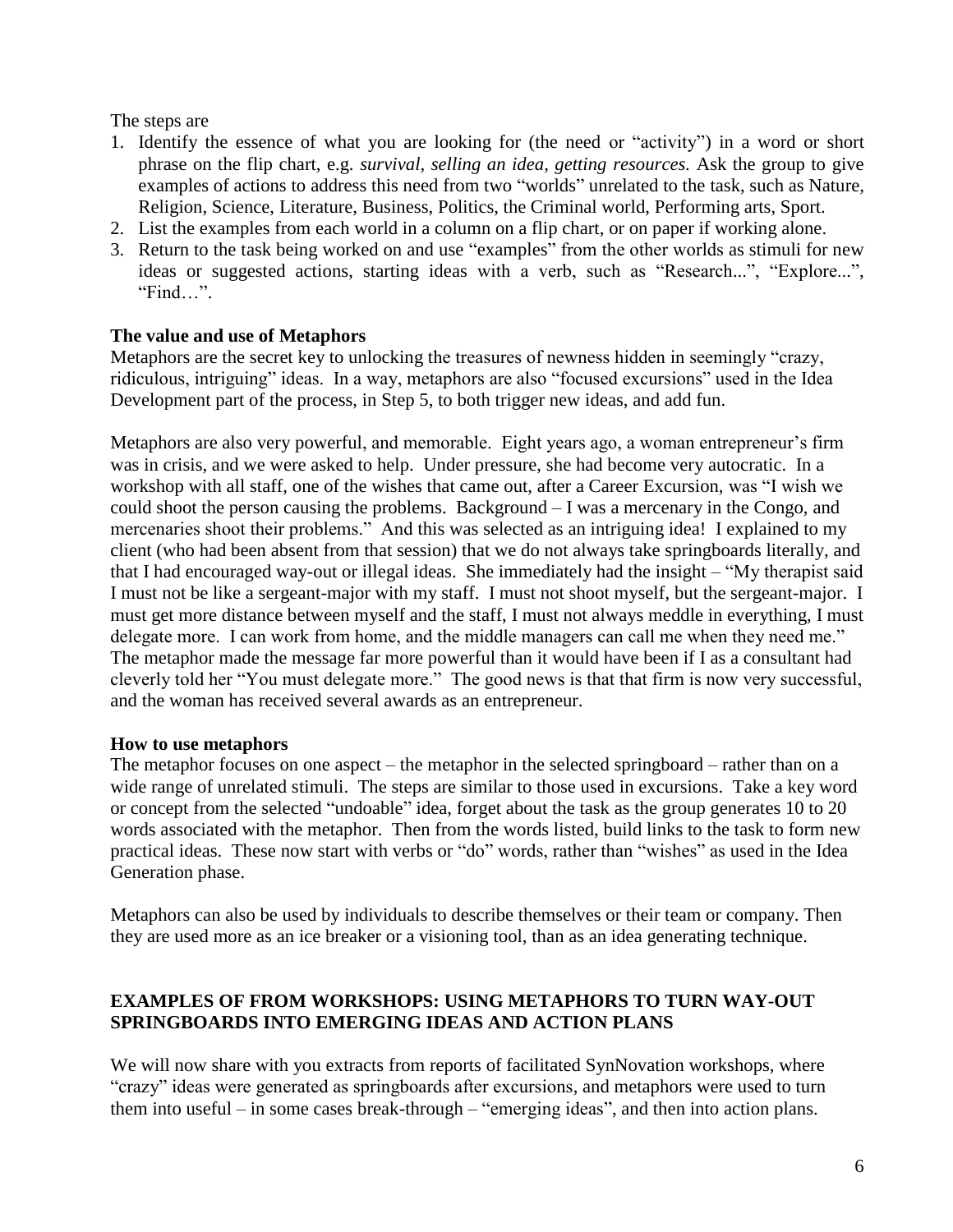The steps are

1. Identify the essence of what you are looking for (the need or "activity") in a word or short phrase on the flip chart, e.g. *survival, selling an idea, getting resources.* Ask the group to give examples of actions to address this need from two "worlds" unrelated to the task, such as Nature, Religion, Science, Literature, Business, Politics, the Criminal world, Performing arts, Sport.
2. List the examples from each world in a column on a flip chart, or on paper if working alone.
3. Return to the task being worked on and use "examples" from the other worlds as stimuli for new ideas or suggested actions, starting ideas with a verb, such as "Research...", "Explore...", "Find…".

**The value and use of Metaphors**

Metaphors are the secret key to unlocking the treasures of newness hidden in seemingly "crazy, ridiculous, intriguing" ideas. In a way, metaphors are also "focused excursions" used in the Idea Development part of the process, in Step 5, to both trigger new ideas, and add fun.

Metaphors are also very powerful, and memorable. Eight years ago, a woman entrepreneur's firm was in crisis, and we were asked to help. Under pressure, she had become very autocratic. In a workshop with all staff, one of the wishes that came out, after a Career Excursion, was "I wish we could shoot the person causing the problems. Background – I was a mercenary in the Congo, and mercenaries shoot their problems." And this was selected as an intriguing idea! I explained to my client (who had been absent from that session) that we do not always take springboards literally, and that I had encouraged way-out or illegal ideas. She immediately had the insight – "My therapist said I must not be like a sergeant-major with my staff. I must not shoot myself, but the sergeant-major. I must get more distance between myself and the staff, I must not always meddle in everything, I must delegate more. I can work from home, and the middle managers can call me when they need me." The metaphor made the message far more powerful than it would have been if I as a consultant had cleverly told her "You must delegate more." The good news is that that firm is now very successful, and the woman has received several awards as an entrepreneur.

**How to use metaphors**

The metaphor focuses on one aspect – the metaphor in the selected springboard – rather than on a wide range of unrelated stimuli. The steps are similar to those used in excursions. Take a key word or concept from the selected "undoable" idea, forget about the task as the group generates 10 to 20 words associated with the metaphor. Then from the words listed, build links to the task to form new practical ideas. These now start with verbs or "do" words, rather than "wishes" as used in the Idea Generation phase.

Metaphors can also be used by individuals to describe themselves or their team or company. Then they are used more as an ice breaker or a visioning tool, than as an idea generating technique.

**EXAMPLES OF FROM WORKSHOPS: USING METAPHORS TO TURN WAY-OUT SPRINGBOARDS INTO EMERGING IDEAS AND ACTION PLANS**

We will now share with you extracts from reports of facilitated SynNovation workshops, where "crazy" ideas were generated as springboards after excursions, and metaphors were used to turn them into useful – in some cases break-through – "emerging ideas", and then into action plans.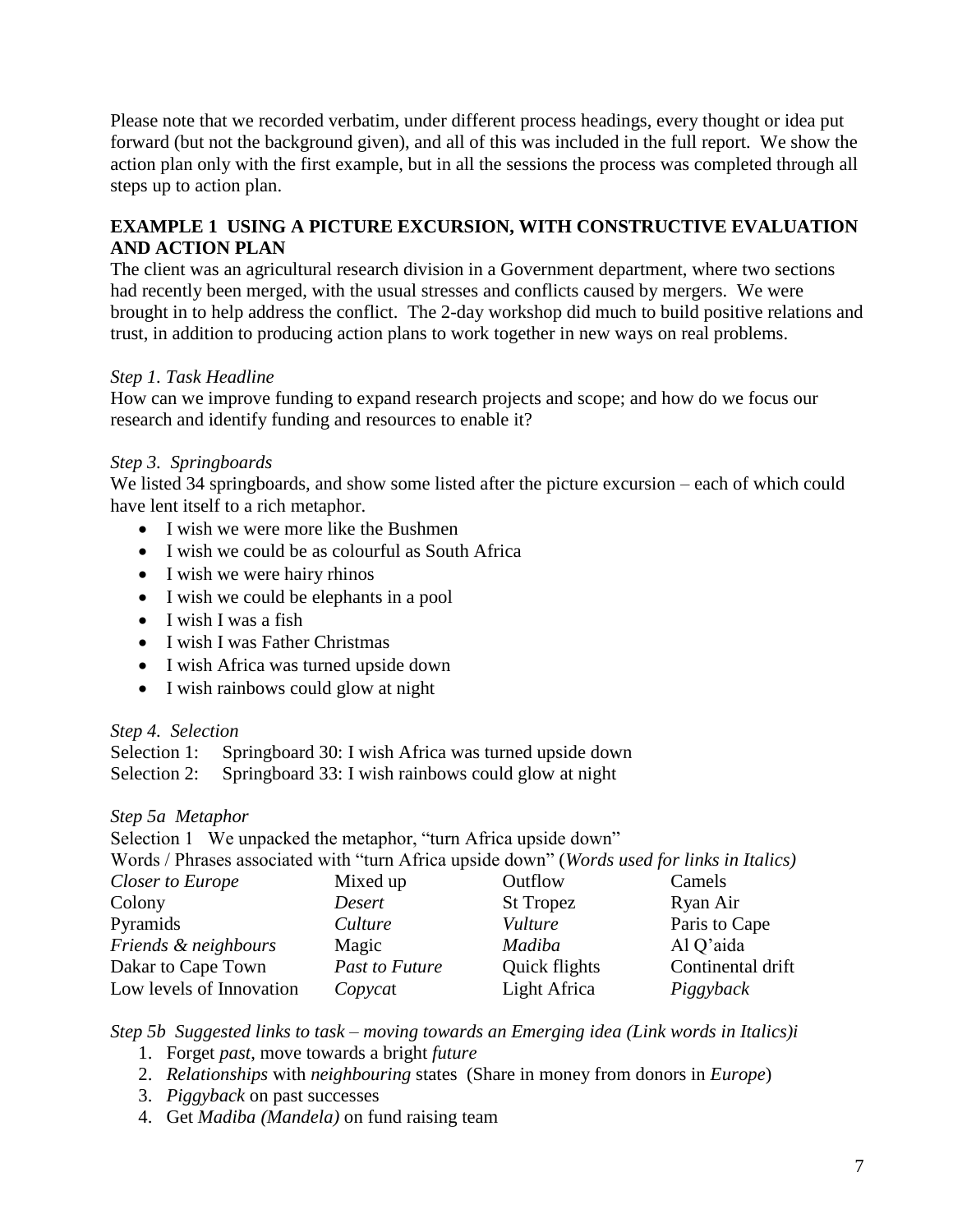Please note that we recorded verbatim, under different process headings, every thought or idea put forward (but not the background given), and all of this was included in the full report. We show the action plan only with the first example, but in all the sessions the process was completed through all steps up to action plan.

**EXAMPLE 1 USING A PICTURE EXCURSION, WITH CONSTRUCTIVE EVALUATION AND ACTION PLAN**

The client was an agricultural research division in a Government department, where two sections had recently been merged, with the usual stresses and conflicts caused by mergers. We were brought in to help address the conflict. The 2-day workshop did much to build positive relations and trust, in addition to producing action plans to work together in new ways on real problems.

*Step 1. Task Headline*

How can we improve funding to expand research projects and scope; and how do we focus our research and identify funding and resources to enable it?

*Step 3. Springboards*

We listed 34 springboards, and show some listed after the picture excursion – each of which could have lent itself to a rich metaphor.

- I wish we were more like the Bushmen
- I wish we could be as colourful as South Africa
- I wish we were hairy rhinos
- I wish we could be elephants in a pool
- I wish I was a fish
- I wish I was Father Christmas
- I wish Africa was turned upside down
- I wish rainbows could glow at night

*Step 4. Selection*

Selection 1: Springboard 30: I wish Africa was turned upside down
Selection 2: Springboard 33: I wish rainbows could glow at night

*Step 5a Metaphor*

Selection 1 We unpacked the metaphor, "turn Africa upside down"

Words / Phrases associated with "turn Africa upside down" (*Words used for links in Italics)*

| | | | |
|---|---|---|---|
| *Closer to Europe* | Mixed up | Outflow | Camels |
| Colony | *Desert* | St Tropez | Ryan Air |
| Pyramids | *Culture* | *Vulture* | Paris to Cape |
| *Friends & neighbours* | Magic | *Madiba* | Al Q'aida |
| Dakar to Cape Town | *Past to Future* | Quick flights | Continental drift |
| Low levels of Innovation | *Copycat* | Light Africa | *Piggyback* |

*Step 5b Suggested links to task – moving towards an Emerging idea (Link words in Italics)i*

1. Forget *past*, move towards a bright *future*
2. *Relationships* with *neighbouring* states (Share in money from donors in *Europe*)
3. *Piggyback* on past successes
4. Get *Madiba (Mandela)* on fund raising team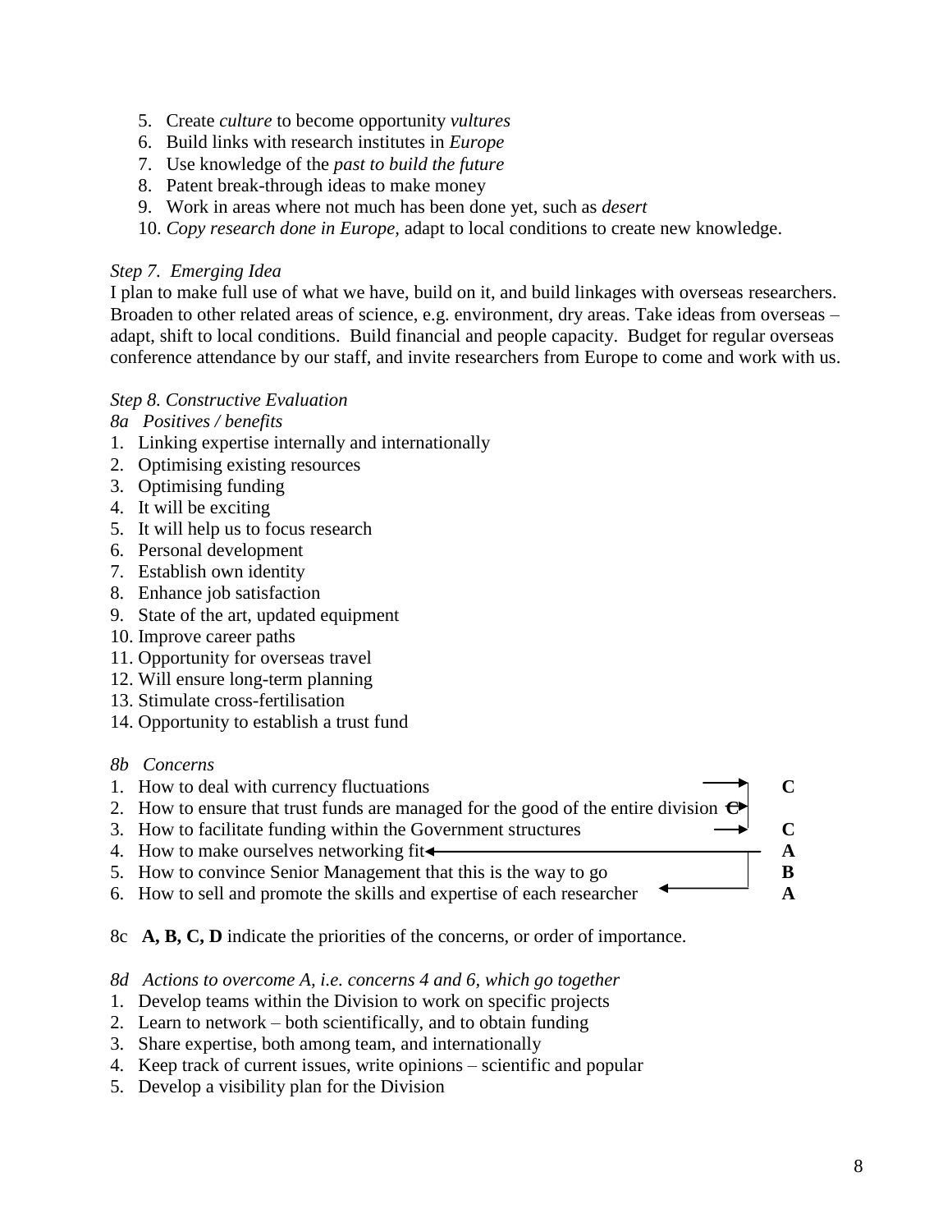5. Create *culture* to become opportunity *vultures*
6. Build links with research institutes in *Europe*
7. Use knowledge of the *past to build the future*
8. Patent break-through ideas to make money
9. Work in areas where not much has been done yet, such as *desert*
10. *Copy research done in Europe,* adapt to local conditions to create new knowledge.

*Step 7. Emerging Idea*

I plan to make full use of what we have, build on it, and build linkages with overseas researchers. Broaden to other related areas of science, e.g. environment, dry areas. Take ideas from overseas – adapt, shift to local conditions. Build financial and people capacity. Budget for regular overseas conference attendance by our staff, and invite researchers from Europe to come and work with us.

*Step 8. Constructive Evaluation*

*8a Positives / benefits*

1. Linking expertise internally and internationally
2. Optimising existing resources
3. Optimising funding
4. It will be exciting
5. It will help us to focus research
6. Personal development
7. Establish own identity
8. Enhance job satisfaction
9. State of the art, updated equipment
10. Improve career paths
11. Opportunity for overseas travel
12. Will ensure long-term planning
13. Stimulate cross-fertilisation
14. Opportunity to establish a trust fund

*8b Concerns*

1. How to deal with currency fluctuations → **C**
2. How to ensure that trust funds are managed for the good of the entire division → **C**
3. How to facilitate funding within the Government structures → **C**
4. How to make ourselves networking fit ← **A**
5. How to convince Senior Management that this is the way to go **B**
6. How to sell and promote the skills and expertise of each researcher ← **A**

8c **A, B, C, D** indicate the priorities of the concerns, or order of importance.

*8d Actions to overcome A, i.e. concerns 4 and 6, which go together*

1. Develop teams within the Division to work on specific projects
2. Learn to network – both scientifically, and to obtain funding
3. Share expertise, both among team, and internationally
4. Keep track of current issues, write opinions – scientific and popular
5. Develop a visibility plan for the Division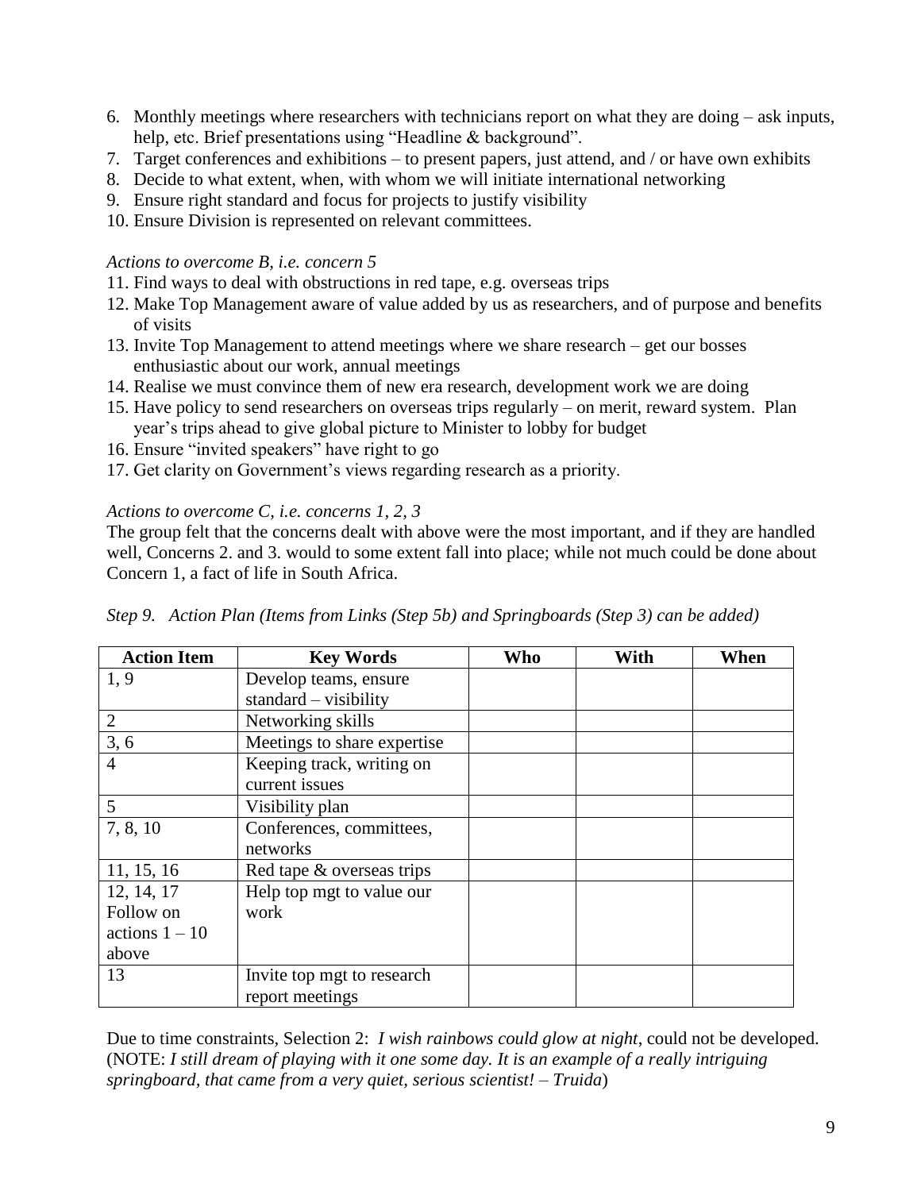6. Monthly meetings where researchers with technicians report on what they are doing – ask inputs, help, etc. Brief presentations using "Headline & background".
7. Target conferences and exhibitions – to present papers, just attend, and / or have own exhibits
8. Decide to what extent, when, with whom we will initiate international networking
9. Ensure right standard and focus for projects to justify visibility
10. Ensure Division is represented on relevant committees.

*Actions to overcome B, i.e. concern 5*

11. Find ways to deal with obstructions in red tape, e.g. overseas trips
12. Make Top Management aware of value added by us as researchers, and of purpose and benefits of visits
13. Invite Top Management to attend meetings where we share research – get our bosses enthusiastic about our work, annual meetings
14. Realise we must convince them of new era research, development work we are doing
15. Have policy to send researchers on overseas trips regularly – on merit, reward system. Plan year's trips ahead to give global picture to Minister to lobby for budget
16. Ensure "invited speakers" have right to go
17. Get clarity on Government's views regarding research as a priority.

*Actions to overcome C, i.e. concerns 1, 2, 3*

The group felt that the concerns dealt with above were the most important, and if they are handled well, Concerns 2. and 3. would to some extent fall into place; while not much could be done about Concern 1, a fact of life in South Africa.

*Step 9. Action Plan (Items from Links (Step 5b) and Springboards (Step 3) can be added)*

| Action Item | Key Words | Who | With | When |
|---|---|---|---|---|
| 1, 9 | Develop teams, ensure standard – visibility | | | |
| 2 | Networking skills | | | |
| 3, 6 | Meetings to share expertise | | | |
| 4 | Keeping track, writing on current issues | | | |
| 5 | Visibility plan | | | |
| 7, 8, 10 | Conferences, committees, networks | | | |
| 11, 15, 16 | Red tape & overseas trips | | | |
| 12, 14, 17 Follow on actions 1 – 10 above | Help top mgt to value our work | | | |
| 13 | Invite top mgt to research report meetings | | | |

Due to time constraints, Selection 2: *I wish rainbows could glow at night*, could not be developed. (NOTE: *I still dream of playing with it one some day. It is an example of a really intriguing springboard, that came from a very quiet, serious scientist! – Truida*)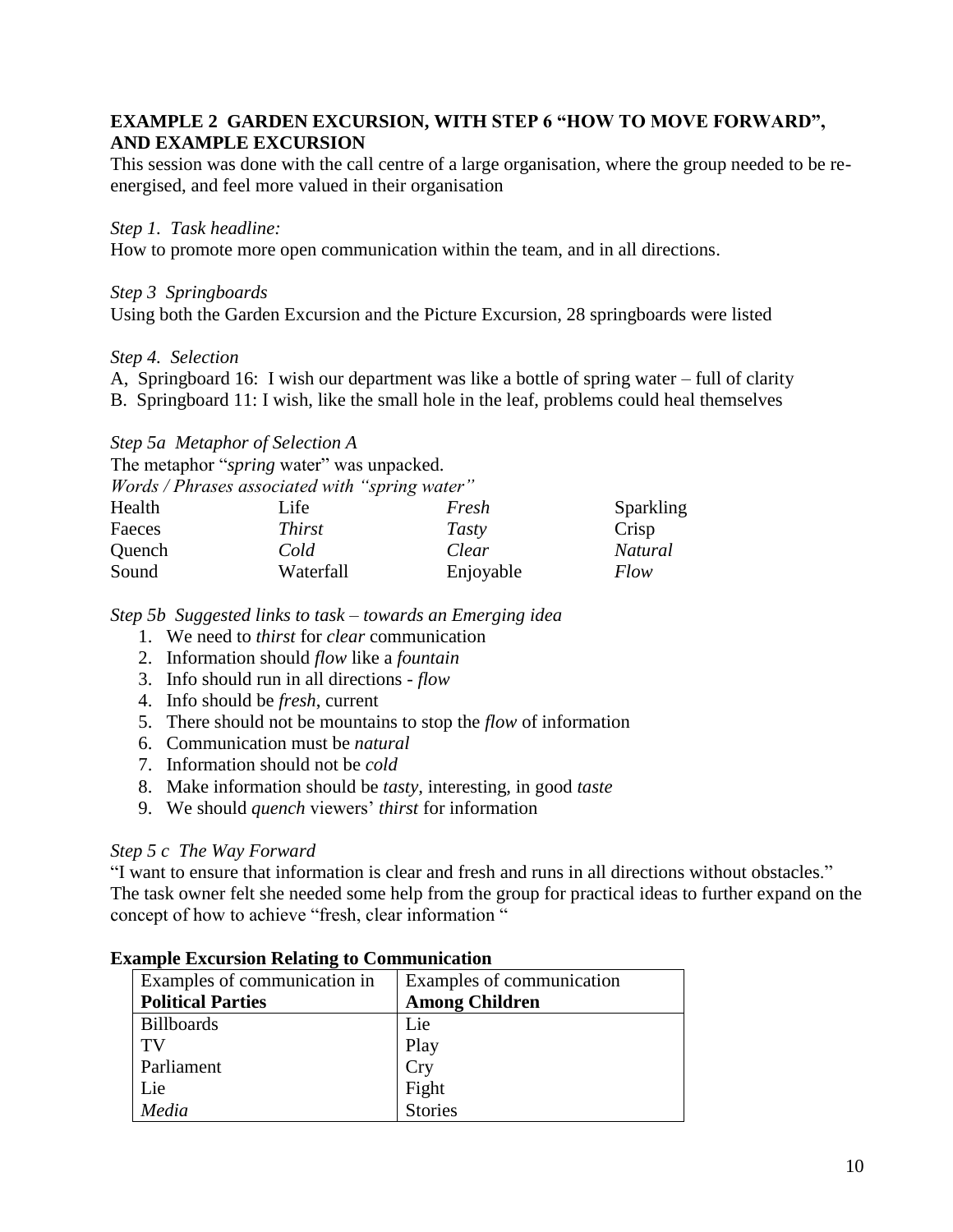**EXAMPLE 2 GARDEN EXCURSION, WITH STEP 6 "HOW TO MOVE FORWARD", AND EXAMPLE EXCURSION**

This session was done with the call centre of a large organisation, where the group needed to be re-energised, and feel more valued in their organisation

*Step 1. Task headline:*

How to promote more open communication within the team, and in all directions.

*Step 3 Springboards*

Using both the Garden Excursion and the Picture Excursion, 28 springboards were listed

*Step 4. Selection*

A, Springboard 16: I wish our department was like a bottle of spring water – full of clarity

B. Springboard 11: I wish, like the small hole in the leaf, problems could heal themselves

*Step 5a Metaphor of Selection A*

The metaphor "*spring* water" was unpacked.

*Words / Phrases associated with "spring water"*

| | | | |
|---|---|---|---|
| Health | Life | *Fresh* | Sparkling |
| Faeces | *Thirst* | *Tasty* | Crisp |
| Quench | *Cold* | *Clear* | *Natural* |
| Sound | Waterfall | Enjoyable | *Flow* |

*Step 5b Suggested links to task – towards an Emerging idea*

1. We need to *thirst* for *clear* communication
2. Information should *flow* like a *fountain*
3. Info should run in all directions - *flow*
4. Info should be *fresh*, current
5. There should not be mountains to stop the *flow* of information
6. Communication must be *natural*
7. Information should not be *cold*
8. Make information should be *tasty*, interesting, in good *taste*
9. We should *quench* viewers' *thirst* for information

*Step 5 c The Way Forward*

"I want to ensure that information is clear and fresh and runs in all directions without obstacles." The task owner felt she needed some help from the group for practical ideas to further expand on the concept of how to achieve "fresh, clear information "

**Example Excursion Relating to Communication**

| Examples of communication in **Political Parties** | Examples of communication **Among Children** |
|---|---|
| Billboards | Lie |
| TV | Play |
| Parliament | Cry |
| Lie | Fight |
| *Media* | Stories |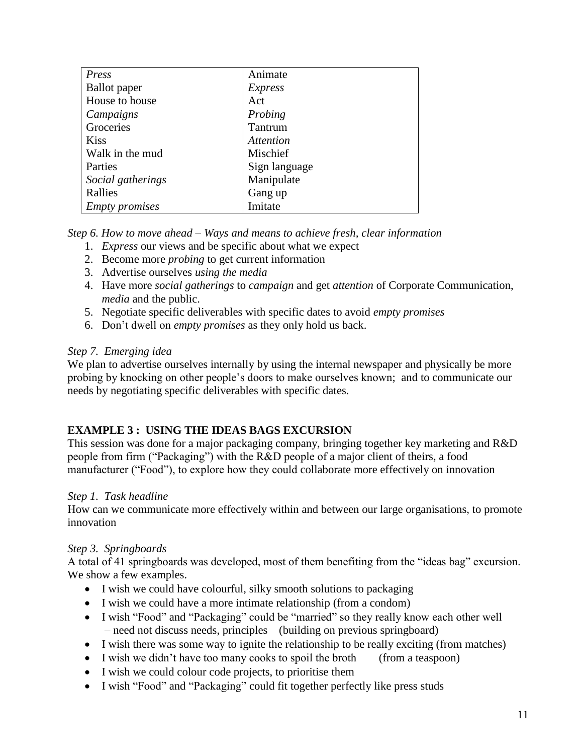| *Press* | Animate |
|---|---|
| Ballot paper | *Express* |
| House to house | Act |
| *Campaigns* | *Probing* |
| Groceries | Tantrum |
| Kiss | *Attention* |
| Walk in the mud | Mischief |
| Parties | Sign language |
| *Social gatherings* | Manipulate |
| Rallies | Gang up |
| *Empty promises* | Imitate |

*Step 6. How to move ahead – Ways and means to achieve fresh, clear information*

1. *Express* our views and be specific about what we expect
2. Become more *probing* to get current information
3. Advertise ourselves *using the media*
4. Have more *social gatherings* to *campaign* and get *attention* of Corporate Communication, *media* and the public.
5. Negotiate specific deliverables with specific dates to avoid *empty promises*
6. Don't dwell on *empty promises* as they only hold us back.

*Step 7. Emerging idea*

We plan to advertise ourselves internally by using the internal newspaper and physically be more probing by knocking on other people's doors to make ourselves known; and to communicate our needs by negotiating specific deliverables with specific dates.

## EXAMPLE 3 : USING THE IDEAS BAGS EXCURSION

This session was done for a major packaging company, bringing together key marketing and R&D people from firm ("Packaging") with the R&D people of a major client of theirs, a food manufacturer ("Food"), to explore how they could collaborate more effectively on innovation

*Step 1. Task headline*

How can we communicate more effectively within and between our large organisations, to promote innovation

*Step 3. Springboards*

A total of 41 springboards was developed, most of them benefiting from the "ideas bag" excursion. We show a few examples.

- I wish we could have colourful, silky smooth solutions to packaging
- I wish we could have a more intimate relationship (from a condom)
- I wish "Food" and "Packaging" could be "married" so they really know each other well – need not discuss needs, principles (building on previous springboard)
- I wish there was some way to ignite the relationship to be really exciting (from matches)
- I wish we didn't have too many cooks to spoil the broth (from a teaspoon)
- I wish we could colour code projects, to prioritise them
- I wish "Food" and "Packaging" could fit together perfectly like press studs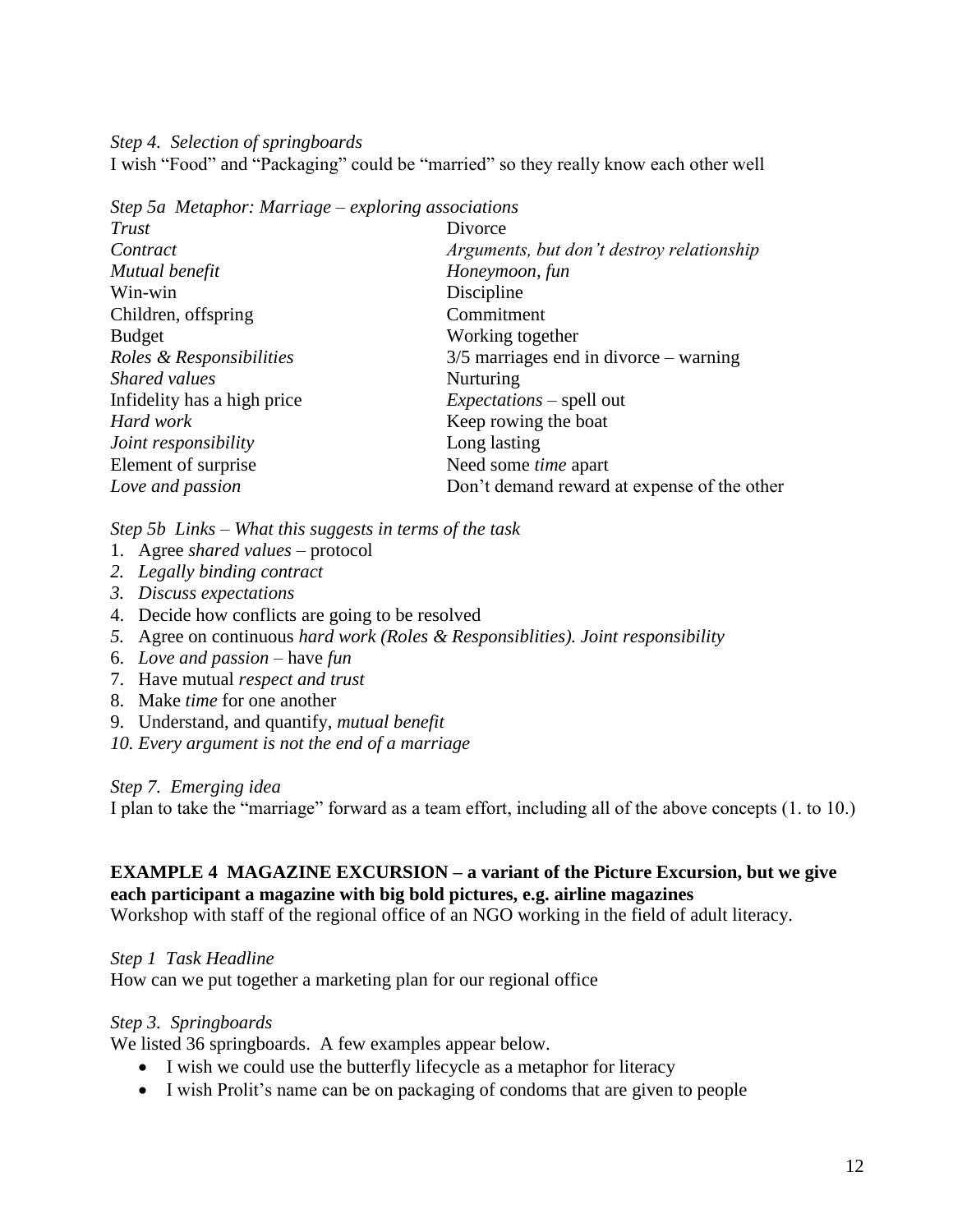*Step 4. Selection of springboards*

I wish "Food" and "Packaging" could be "married" so they really know each other well

*Step 5a Metaphor: Marriage – exploring associations*

| | |
|---|---|
| *Trust* | Divorce |
| *Contract* | *Arguments, but don't destroy relationship* |
| *Mutual benefit* | *Honeymoon, fun* |
| Win-win | Discipline |
| Children, offspring | Commitment |
| Budget | Working together |
| *Roles & Responsibilities* | 3/5 marriages end in divorce – warning |
| *Shared values* | Nurturing |
| Infidelity has a high price | *Expectations* – spell out |
| *Hard work* | Keep rowing the boat |
| *Joint responsibility* | Long lasting |
| Element of surprise | Need some *time* apart |
| *Love and passion* | Don't demand reward at expense of the other |

*Step 5b Links – What this suggests in terms of the task*

1. Agree *shared values* – protocol
2. *Legally binding contract*
3. *Discuss expectations*
4. Decide how conflicts are going to be resolved
5. Agree on continuous *hard work (Roles & Responsiblities). Joint responsibility*
6. *Love and passion* – have *fun*
7. Have mutual *respect and trust*
8. Make *time* for one another
9. Understand, and quantify, *mutual benefit*
10. *Every argument is not the end of a marriage*

*Step 7. Emerging idea*

I plan to take the "marriage" forward as a team effort, including all of the above concepts (1. to 10.)

**EXAMPLE 4 MAGAZINE EXCURSION – a variant of the Picture Excursion, but we give each participant a magazine with big bold pictures, e.g. airline magazines**

Workshop with staff of the regional office of an NGO working in the field of adult literacy.

*Step 1 Task Headline*

How can we put together a marketing plan for our regional office

*Step 3. Springboards*

We listed 36 springboards. A few examples appear below.

- I wish we could use the butterfly lifecycle as a metaphor for literacy
- I wish Prolit's name can be on packaging of condoms that are given to people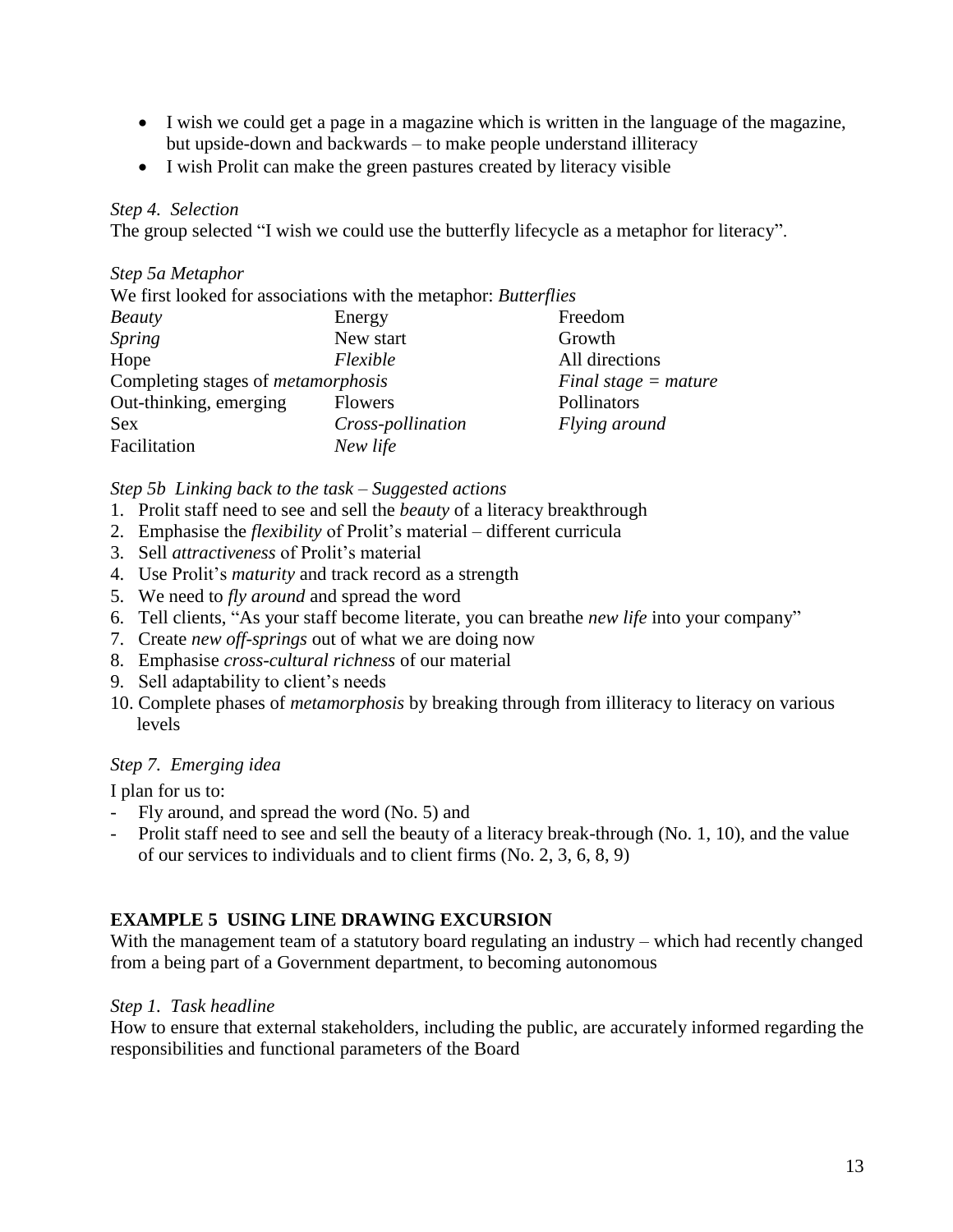- I wish we could get a page in a magazine which is written in the language of the magazine, but upside-down and backwards – to make people understand illiteracy
- I wish Prolit can make the green pastures created by literacy visible

*Step 4. Selection*

The group selected "I wish we could use the butterfly lifecycle as a metaphor for literacy".

*Step 5a Metaphor*

We first looked for associations with the metaphor: *Butterflies*

| | | |
|---|---|---|
| *Beauty* | Energy | Freedom |
| *Spring* | New start | Growth |
| Hope | *Flexible* | All directions |
| Completing stages of *metamorphosis* | | *Final stage = mature* |
| Out-thinking, emerging | Flowers | Pollinators |
| Sex | *Cross-pollination* | *Flying around* |
| Facilitation | *New life* | |

*Step 5b Linking back to the task – Suggested actions*

1. Prolit staff need to see and sell the *beauty* of a literacy breakthrough
2. Emphasise the *flexibility* of Prolit's material – different curricula
3. Sell *attractiveness* of Prolit's material
4. Use Prolit's *maturity* and track record as a strength
5. We need to *fly around* and spread the word
6. Tell clients, "As your staff become literate, you can breathe *new life* into your company"
7. Create *new off-springs* out of what we are doing now
8. Emphasise *cross-cultural richness* of our material
9. Sell adaptability to client's needs
10. Complete phases of *metamorphosis* by breaking through from illiteracy to literacy on various levels

*Step 7. Emerging idea*

I plan for us to:

- Fly around, and spread the word (No. 5) and
- Prolit staff need to see and sell the beauty of a literacy break-through (No. 1, 10), and the value of our services to individuals and to client firms (No. 2, 3, 6, 8, 9)

**EXAMPLE 5 USING LINE DRAWING EXCURSION**

With the management team of a statutory board regulating an industry – which had recently changed from a being part of a Government department, to becoming autonomous

*Step 1. Task headline*

How to ensure that external stakeholders, including the public, are accurately informed regarding the responsibilities and functional parameters of the Board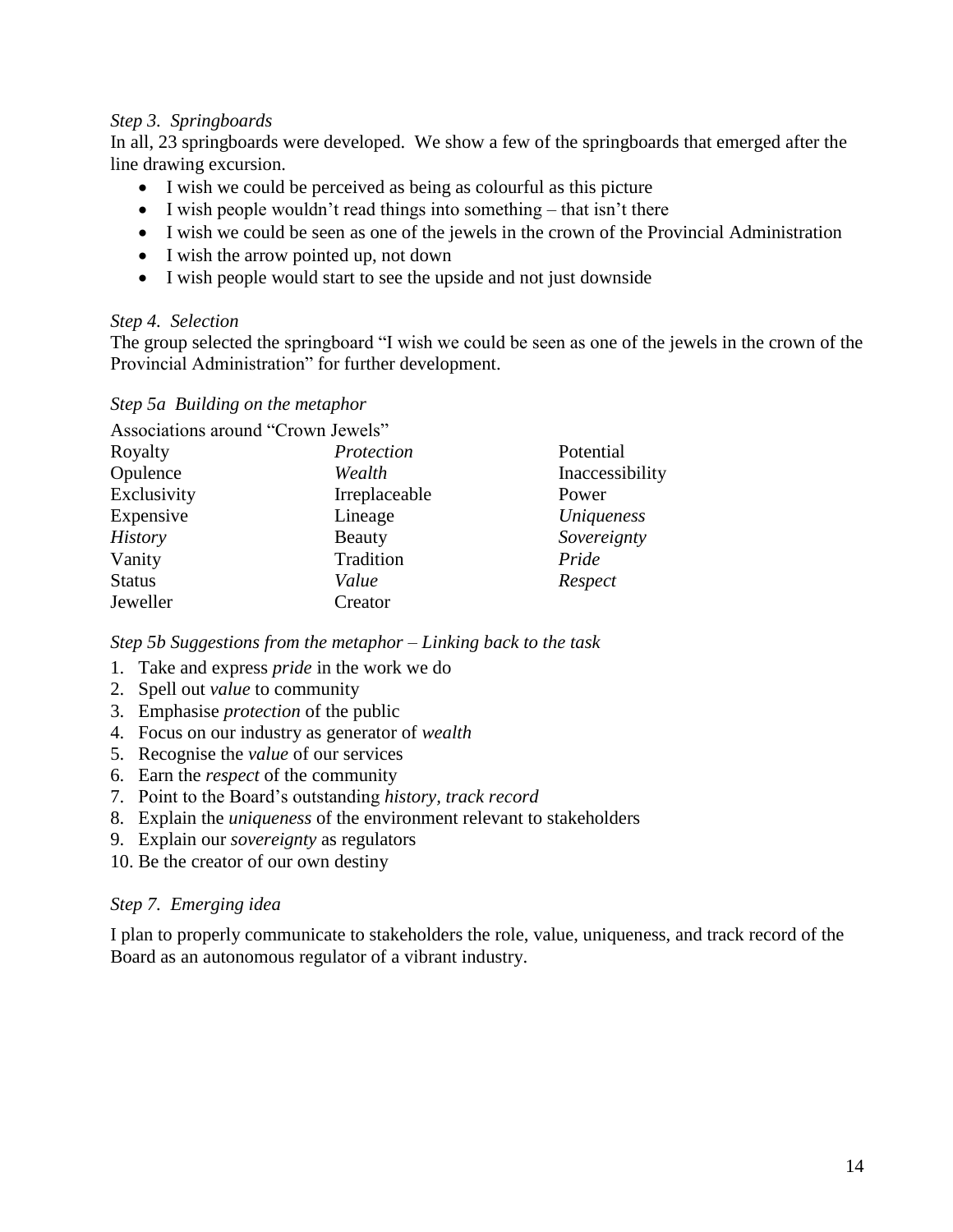*Step 3. Springboards*

In all, 23 springboards were developed. We show a few of the springboards that emerged after the line drawing excursion.

- I wish we could be perceived as being as colourful as this picture
- I wish people wouldn't read things into something – that isn't there
- I wish we could be seen as one of the jewels in the crown of the Provincial Administration
- I wish the arrow pointed up, not down
- I wish people would start to see the upside and not just downside

*Step 4. Selection*

The group selected the springboard "I wish we could be seen as one of the jewels in the crown of the Provincial Administration" for further development.

*Step 5a Building on the metaphor*

Associations around "Crown Jewels"

| | | |
|---|---|---|
| Royalty | *Protection* | Potential |
| Opulence | *Wealth* | Inaccessibility |
| Exclusivity | Irreplaceable | Power |
| Expensive | Lineage | *Uniqueness* |
| *History* | Beauty | *Sovereignty* |
| Vanity | Tradition | *Pride* |
| Status | *Value* | *Respect* |
| Jeweller | Creator | |

*Step 5b Suggestions from the metaphor – Linking back to the task*

1. Take and express *pride* in the work we do
2. Spell out *value* to community
3. Emphasise *protection* of the public
4. Focus on our industry as generator of *wealth*
5. Recognise the *value* of our services
6. Earn the *respect* of the community
7. Point to the Board's outstanding *history, track record*
8. Explain the *uniqueness* of the environment relevant to stakeholders
9. Explain our *sovereignty* as regulators
10. Be the creator of our own destiny

*Step 7. Emerging idea*

I plan to properly communicate to stakeholders the role, value, uniqueness, and track record of the Board as an autonomous regulator of a vibrant industry.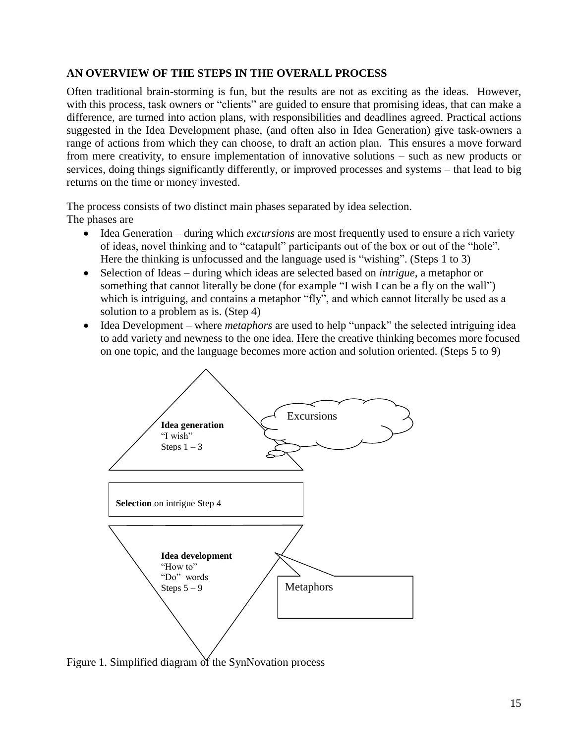## AN OVERVIEW OF THE STEPS IN THE OVERALL PROCESS

Often traditional brain-storming is fun, but the results are not as exciting as the ideas. However, with this process, task owners or "clients" are guided to ensure that promising ideas, that can make a difference, are turned into action plans, with responsibilities and deadlines agreed. Practical actions suggested in the Idea Development phase, (and often also in Idea Generation) give task-owners a range of actions from which they can choose, to draft an action plan. This ensures a move forward from mere creativity, to ensure implementation of innovative solutions – such as new products or services, doing things significantly differently, or improved processes and systems – that lead to big returns on the time or money invested.

The process consists of two distinct main phases separated by idea selection.
The phases are

- Idea Generation – during which *excursions* are most frequently used to ensure a rich variety of ideas, novel thinking and to "catapult" participants out of the box or out of the "hole". Here the thinking is unfocussed and the language used is "wishing". (Steps 1 to 3)
- Selection of Ideas – during which ideas are selected based on *intrigue*, a metaphor or something that cannot literally be done (for example "I wish I can be a fly on the wall") which is intriguing, and contains a metaphor "fly", and which cannot literally be used as a solution to a problem as is. (Step 4)
- Idea Development – where *metaphors* are used to help "unpack" the selected intriguing idea to add variety and newness to the one idea. Here the creative thinking becomes more focused on one topic, and the language becomes more action and solution oriented. (Steps 5 to 9)

**Idea generation**
"I wish"
Steps 1 – 3

Excursions

**Selection** on intrigue Step 4

**Idea development**
"How to"
"Do" words
Steps 5 – 9

Metaphors

Figure 1. Simplified diagram of the SynNovation process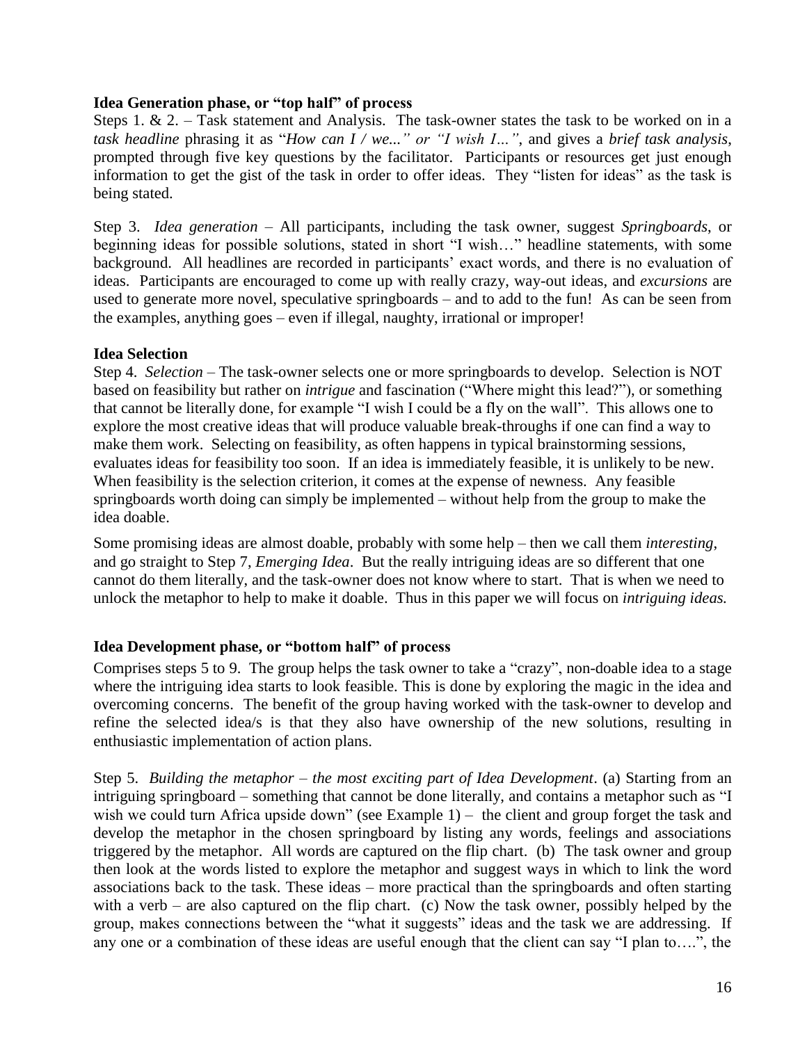**Idea Generation phase, or "top half" of process**

Steps 1. & 2. – Task statement and Analysis. The task-owner states the task to be worked on in a *task headline* phrasing it as "*How can I / we..." or "I wish I…"*, and gives a *brief task analysis*, prompted through five key questions by the facilitator. Participants or resources get just enough information to get the gist of the task in order to offer ideas. They "listen for ideas" as the task is being stated.

Step 3. *Idea generation* – All participants, including the task owner, suggest *Springboards*, or beginning ideas for possible solutions, stated in short "I wish…" headline statements, with some background. All headlines are recorded in participants' exact words, and there is no evaluation of ideas. Participants are encouraged to come up with really crazy, way-out ideas, and *excursions* are used to generate more novel, speculative springboards – and to add to the fun! As can be seen from the examples, anything goes – even if illegal, naughty, irrational or improper!

**Idea Selection**

Step 4. *Selection* – The task-owner selects one or more springboards to develop. Selection is NOT based on feasibility but rather on *intrigue* and fascination ("Where might this lead?"), or something that cannot be literally done, for example "I wish I could be a fly on the wall". This allows one to explore the most creative ideas that will produce valuable break-throughs if one can find a way to make them work. Selecting on feasibility, as often happens in typical brainstorming sessions, evaluates ideas for feasibility too soon. If an idea is immediately feasible, it is unlikely to be new. When feasibility is the selection criterion, it comes at the expense of newness. Any feasible springboards worth doing can simply be implemented – without help from the group to make the idea doable.

Some promising ideas are almost doable, probably with some help – then we call them *interesting*, and go straight to Step 7, *Emerging Idea*. But the really intriguing ideas are so different that one cannot do them literally, and the task-owner does not know where to start. That is when we need to unlock the metaphor to help to make it doable. Thus in this paper we will focus on *intriguing ideas.*

**Idea Development phase, or "bottom half" of process**

Comprises steps 5 to 9. The group helps the task owner to take a "crazy", non-doable idea to a stage where the intriguing idea starts to look feasible. This is done by exploring the magic in the idea and overcoming concerns. The benefit of the group having worked with the task-owner to develop and refine the selected idea/s is that they also have ownership of the new solutions, resulting in enthusiastic implementation of action plans.

Step 5. *Building the metaphor – the most exciting part of Idea Development*. (a) Starting from an intriguing springboard – something that cannot be done literally, and contains a metaphor such as "I wish we could turn Africa upside down" (see Example 1) – the client and group forget the task and develop the metaphor in the chosen springboard by listing any words, feelings and associations triggered by the metaphor. All words are captured on the flip chart. (b) The task owner and group then look at the words listed to explore the metaphor and suggest ways in which to link the word associations back to the task. These ideas – more practical than the springboards and often starting with a verb – are also captured on the flip chart. (c) Now the task owner, possibly helped by the group, makes connections between the "what it suggests" ideas and the task we are addressing. If any one or a combination of these ideas are useful enough that the client can say "I plan to….", the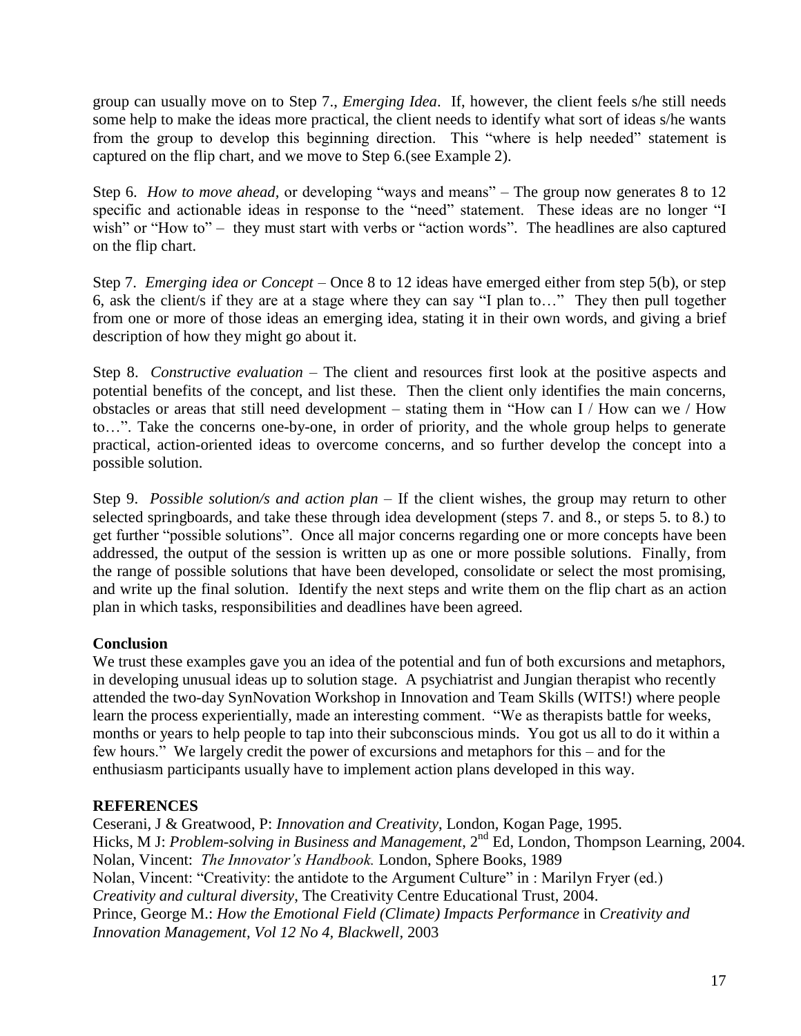group can usually move on to Step 7., *Emerging Idea*. If, however, the client feels s/he still needs some help to make the ideas more practical, the client needs to identify what sort of ideas s/he wants from the group to develop this beginning direction. This "where is help needed" statement is captured on the flip chart, and we move to Step 6.(see Example 2).

Step 6. *How to move ahead,* or developing "ways and means" – The group now generates 8 to 12 specific and actionable ideas in response to the "need" statement. These ideas are no longer "I wish" or "How to" – they must start with verbs or "action words". The headlines are also captured on the flip chart.

Step 7. *Emerging idea or Concept* – Once 8 to 12 ideas have emerged either from step 5(b), or step 6, ask the client/s if they are at a stage where they can say "I plan to…" They then pull together from one or more of those ideas an emerging idea, stating it in their own words, and giving a brief description of how they might go about it.

Step 8. *Constructive evaluation* – The client and resources first look at the positive aspects and potential benefits of the concept, and list these. Then the client only identifies the main concerns, obstacles or areas that still need development – stating them in "How can I / How can we / How to…". Take the concerns one-by-one, in order of priority, and the whole group helps to generate practical, action-oriented ideas to overcome concerns, and so further develop the concept into a possible solution.

Step 9. *Possible solution/s and action plan* – If the client wishes, the group may return to other selected springboards, and take these through idea development (steps 7. and 8., or steps 5. to 8.) to get further "possible solutions". Once all major concerns regarding one or more concepts have been addressed, the output of the session is written up as one or more possible solutions. Finally, from the range of possible solutions that have been developed, consolidate or select the most promising, and write up the final solution. Identify the next steps and write them on the flip chart as an action plan in which tasks, responsibilities and deadlines have been agreed.

**Conclusion**

We trust these examples gave you an idea of the potential and fun of both excursions and metaphors, in developing unusual ideas up to solution stage. A psychiatrist and Jungian therapist who recently attended the two-day SynNovation Workshop in Innovation and Team Skills (WITS!) where people learn the process experientially, made an interesting comment. "We as therapists battle for weeks, months or years to help people to tap into their subconscious minds. You got us all to do it within a few hours." We largely credit the power of excursions and metaphors for this – and for the enthusiasm participants usually have to implement action plans developed in this way.

**REFERENCES**

Ceserani, J & Greatwood, P: *Innovation and Creativity*, London, Kogan Page, 1995.
Hicks, M J: *Problem-solving in Business and Management*, 2nd Ed, London, Thompson Learning, 2004.
Nolan, Vincent: *The Innovator's Handbook.* London, Sphere Books, 1989
Nolan, Vincent: "Creativity: the antidote to the Argument Culture" in : Marilyn Fryer (ed.) *Creativity and cultural diversity*, The Creativity Centre Educational Trust, 2004.
Prince, George M.: *How the Emotional Field (Climate) Impacts Performance* in *Creativity and Innovation Management, Vol 12 No 4, Blackwell*, 2003